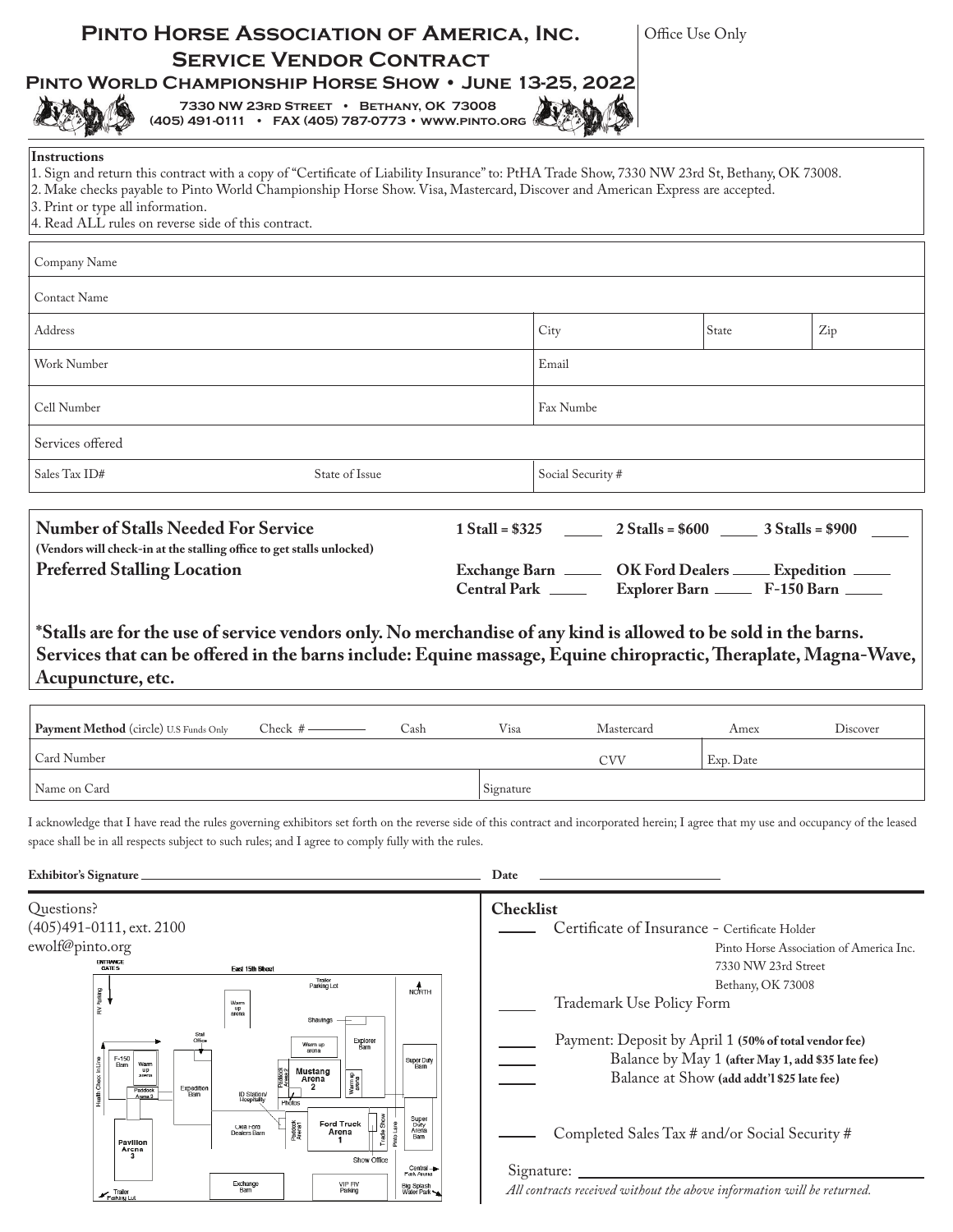# Pinto Horse Association of America, Inc.

## Service Vendor Contract

### Pinto World Championship Horse Show • June 13-25, 2022

7330 NW 23rd Street • Bethany, OK 73008
(405) 491-0111 • FAX (405) 787-0773 • www.pinto.org

Office Use Only

**Instructions**

1. Sign and return this contract with a copy of "Certificate of Liability Insurance" to: PtHA Trade Show, 7330 NW 23rd St, Bethany, OK 73008.
2. Make checks payable to Pinto World Championship Horse Show. Visa, Mastercard, Discover and American Express are accepted.
3. Print or type all information.
4. Read ALL rules on reverse side of this contract.

| | | | |
|---|---|---|---|
| Company Name | | | |
| Contact Name | | | |
| Address | City | State | Zip |
| Work Number | Email | | |
| Cell Number | Fax Numbe | | |
| Services offered | | | |
| Sales Tax ID# &nbsp;&nbsp; State of Issue | Social Security # | | |

**Number of Stalls Needed For Service** **1 Stall = $325** ____ **2 Stalls = $600** ____ **3 Stalls = $900** ____
**(Vendors will check-in at the stalling office to get stalls unlocked)**

**Preferred Stalling Location** **Exchange Barn** ____ **OK Ford Dealers** ____ **Expedition** ____ **Central Park** ____ **Explorer Barn** ____ **F-150 Barn** ____

**\*Stalls are for the use of service vendors only. No merchandise of any kind is allowed to be sold in the barns. Services that can be offered in the barns include: Equine massage, Equine chiropractic, Theraplate, Magna-Wave, Acupuncture, etc.**

| **Payment Method** (circle) U.S Funds Only | Check # ______ | Cash | Visa | Mastercard | Amex | Discover |
|---|---|---|---|---|---|---|
| Card Number | | | | CVV | Exp. Date | |
| Name on Card | | | Signature | | | |

I acknowledge that I have read the rules governing exhibitors set forth on the reverse side of this contract and incorporated herein; I agree that my use and occupancy of the leased space shall be in all respects subject to such rules; and I agree to comply fully with the rules.

**Exhibitor's Signature** ______________________ **Date** ______________

Questions?
(405)491-0111, ext. 2100
ewolf@pinto.org

**Checklist**

____ Certificate of Insurance - Certificate Holder
Pinto Horse Association of America Inc.
7330 NW 23rd Street
Bethany, OK 73008

____ Trademark Use Policy Form

____ Payment: Deposit by April 1 **(50% of total vendor fee)**
____ Balance by May 1 **(after May 1, add $35 late fee)**
____ Balance at Show **(add addt'l $25 late fee)**

____ Completed Sales Tax # and/or Social Security #

Signature: ______________________

*All contracts received without the above information will be returned.*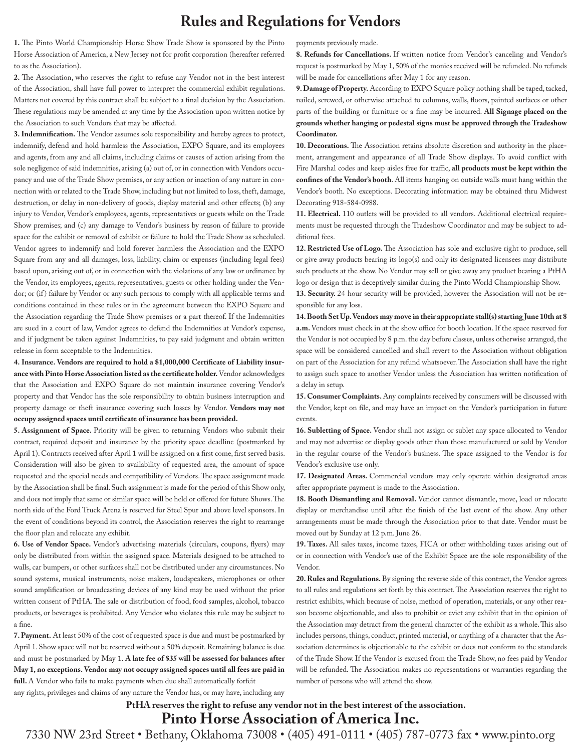# Rules and Regulations for Vendors

**1.** The Pinto World Championship Horse Show Trade Show is sponsored by the Pinto Horse Association of America, a New Jersey not for profit corporation (hereafter referred to as the Association).

**2.** The Association, who reserves the right to refuse any Vendor not in the best interest of the Association, shall have full power to interpret the commercial exhibit regulations. Matters not covered by this contract shall be subject to a final decision by the Association. These regulations may be amended at any time by the Association upon written notice by the Association to such Vendors that may be affected.

**3. Indemnification.** The Vendor assumes sole responsibility and hereby agrees to protect, indemnify, defend and hold harmless the Association, EXPO Square, and its employees and agents, from any and all claims, including claims or causes of action arising from the sole negligence of said indemnities, arising (a) out of, or in connection with Vendors occupancy and use of the Trade Show premises, or any action or inaction of any nature in connection with or related to the Trade Show, including but not limited to loss, theft, damage, destruction, or delay in non-delivery of goods, display material and other effects; (b) any injury to Vendor, Vendor's employees, agents, representatives or guests while on the Trade Show premises; and (c) any damage to Vendor's business by reason of failure to provide space for the exhibit or removal of exhibit or failure to hold the Trade Show as scheduled. Vendor agrees to indemnify and hold forever harmless the Association and the EXPO Square from any and all damages, loss, liability, claim or expenses (including legal fees) based upon, arising out of, or in connection with the violations of any law or ordinance by the Vendor, its employees, agents, representatives, guests or other holding under the Vendor; or (if) failure by Vendor or any such persons to comply with all applicable terms and conditions contained in these rules or in the agreement between the EXPO Square and the Association regarding the Trade Show premises or a part thereof. If the Indemnities are sued in a court of law, Vendor agrees to defend the Indemnities at Vendor's expense, and if judgment be taken against Indemnities, to pay said judgment and obtain written release in form acceptable to the Indemnities.

**4. Insurance. Vendors are required to hold a $1,000,000 Certificate of Liability insurance with Pinto Horse Association listed as the certificate holder.** Vendor acknowledges that the Association and EXPO Square do not maintain insurance covering Vendor's property and that Vendor has the sole responsibility to obtain business interruption and property damage or theft insurance covering such losses by Vendor. **Vendors may not occupy assigned spaces until certificate of insurance has been provided.**

**5. Assignment of Space.** Priority will be given to returning Vendors who submit their contract, required deposit and insurance by the priority space deadline (postmarked by April 1). Contracts received after April 1 will be assigned on a first come, first served basis. Consideration will also be given to availability of requested area, the amount of space requested and the special needs and compatibility of Vendors. The space assignment made by the Association shall be final. Such assignment is made for the period of this Show only, and does not imply that same or similar space will be held or offered for future Shows. The north side of the Ford Truck Arena is reserved for Steel Spur and above level sponsors. In the event of conditions beyond its control, the Association reserves the right to rearrange the floor plan and relocate any exhibit.

**6. Use of Vendor Space.** Vendor's advertising materials (circulars, coupons, flyers) may only be distributed from within the assigned space. Materials designed to be attached to walls, car bumpers, or other surfaces shall not be distributed under any circumstances. No sound systems, musical instruments, noise makers, loudspeakers, microphones or other sound amplification or broadcasting devices of any kind may be used without the prior written consent of PtHA. The sale or distribution of food, food samples, alcohol, tobacco products, or beverages is prohibited. Any Vendor who violates this rule may be subject to a fine.

**7. Payment.** At least 50% of the cost of requested space is due and must be postmarked by April 1. Show space will not be reserved without a 50% deposit. Remaining balance is due and must be postmarked by May 1. **A late fee of $35 will be assessed for balances after May 1, no exceptions. Vendor may not occupy assigned spaces until all fees are paid in full.** A Vendor who fails to make payments when due shall automatically forfeit any rights, privileges and claims of any nature the Vendor has, or may have, including any payments previously made.

**8. Refunds for Cancellations.** If written notice from Vendor's canceling and Vendor's request is postmarked by May 1, 50% of the monies received will be refunded. No refunds will be made for cancellations after May 1 for any reason.

**9. Damage of Property.** According to EXPO Square policy nothing shall be taped, tacked, nailed, screwed, or otherwise attached to columns, walls, floors, painted surfaces or other parts of the building or furniture or a fine may be incurred. **All Signage placed on the grounds whether hanging or pedestal signs must be approved through the Tradeshow Coordinator.**

**10. Decorations.** The Association retains absolute discretion and authority in the placement, arrangement and appearance of all Trade Show displays. To avoid conflict with Fire Marshal codes and keep aisles free for traffic, **all products must be kept within the confines of the Vendor's booth**. All items hanging on outside walls must hang within the Vendor's booth. No exceptions. Decorating information may be obtained thru Midwest Decorating 918-584-0988.

**11. Electrical.** 110 outlets will be provided to all vendors. Additional electrical requirements must be requested through the Tradeshow Coordinator and may be subject to additional fees.

**12. Restricted Use of Logo.** The Association has sole and exclusive right to produce, sell or give away products bearing its logo(s) and only its designated licensees may distribute such products at the show. No Vendor may sell or give away any product bearing a PtHA logo or design that is deceptively similar during the Pinto World Championship Show.

**13. Security.** 24 hour security will be provided, however the Association will not be responsible for any loss.

**14. Booth Set Up. Vendors may move in their appropriate stall(s) starting June 10th at 8 a.m.** Vendors must check in at the show office for booth location. If the space reserved for the Vendor is not occupied by 8 p.m. the day before classes, unless otherwise arranged, the space will be considered cancelled and shall revert to the Association without obligation on part of the Association for any refund whatsoever. The Association shall have the right to assign such space to another Vendor unless the Association has written notification of a delay in setup.

**15. Consumer Complaints.** Any complaints received by consumers will be discussed with the Vendor, kept on file, and may have an impact on the Vendor's participation in future events.

**16. Subletting of Space.** Vendor shall not assign or sublet any space allocated to Vendor and may not advertise or display goods other than those manufactured or sold by Vendor in the regular course of the Vendor's business. The space assigned to the Vendor is for Vendor's exclusive use only.

**17. Designated Areas.** Commercial vendors may only operate within designated areas after appropriate payment is made to the Association.

**18. Booth Dismantling and Removal.** Vendor cannot dismantle, move, load or relocate display or merchandise until after the finish of the last event of the show. Any other arrangements must be made through the Association prior to that date. Vendor must be moved out by Sunday at 12 p.m. June 26.

**19. Taxes.** All sales taxes, income taxes, FICA or other withholding taxes arising out of or in connection with Vendor's use of the Exhibit Space are the sole responsibility of the Vendor.

**20. Rules and Regulations.** By signing the reverse side of this contract, the Vendor agrees to all rules and regulations set forth by this contract. The Association reserves the right to restrict exhibits, which because of noise, method of operation, materials, or any other reason become objectionable, and also to prohibit or evict any exhibit that in the opinion of the Association may detract from the general character of the exhibit as a whole. This also includes persons, things, conduct, printed material, or anything of a character that the Association determines is objectionable to the exhibit or does not conform to the standards of the Trade Show. If the Vendor is excused from the Trade Show, no fees paid by Vendor will be refunded. The Association makes no representations or warranties regarding the number of persons who will attend the show.

**PtHA reserves the right to refuse any vendor not in the best interest of the association.**

## Pinto Horse Association of America Inc.

7330 NW 23rd Street • Bethany, Oklahoma 73008 • (405) 491-0111 • (405) 787-0773 fax • www.pinto.org